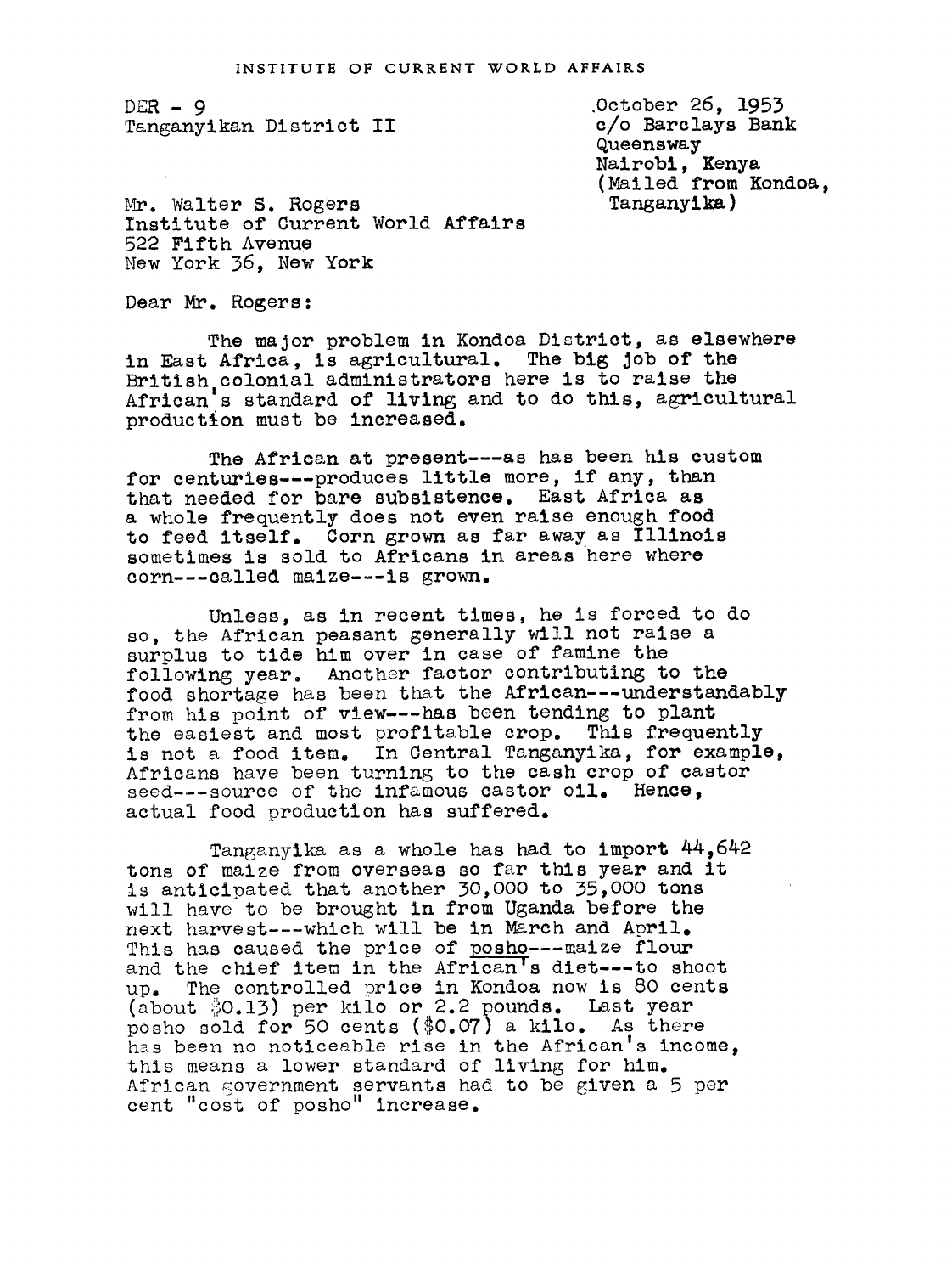INSTITUTE OF CURRENT WORLD AFFAIRS

DER - 9
Tanganyikan District II

October 26, 1953
c/o Barclays Bank
Queensway
Nairobi, Kenya
(Mailed from Kondoa, Tanganyika)

Mr. Walter S. Rogers
Institute of Current World Affairs
522 Fifth Avenue
New York 36, New York

Dear Mr. Rogers:

The major problem in Kondoa District, as elsewhere in East Africa, is agricultural. The big job of the British colonial administrators here is to raise the African's standard of living and to do this, agricultural production must be increased.

The African at present---as has been his custom for centuries---produces little more, if any, than that needed for bare subsistence. East Africa as a whole frequently does not even raise enough food to feed itself. Corn grown as far away as Illinois sometimes is sold to Africans in areas here where corn---called maize---is grown.

Unless, as in recent times, he is forced to do so, the African peasant generally will not raise a surplus to tide him over in case of famine the following year. Another factor contributing to the food shortage has been that the African---understandably from his point of view---has been tending to plant the easiest and most profitable crop. This frequently is not a food item. In Central Tanganyika, for example, Africans have been turning to the cash crop of castor seed---source of the infamous castor oil. Hence, actual food production has suffered.

Tanganyika as a whole has had to import 44,642 tons of maize from overseas so far this year and it is anticipated that another 30,000 to 35,000 tons will have to be brought in from Uganda before the next harvest---which will be in March and April. This has caused the price of <u>posho</u>---maize flour and the chief item in the African's diet---to shoot up. The controlled price in Kondoa now is 80 cents (about $0.13) per kilo or 2.2 pounds. Last year posho sold for 50 cents ($0.07) a kilo. As there has been no noticeable rise in the African's income, this means a lower standard of living for him. African government servants had to be given a 5 per cent "cost of posho" increase.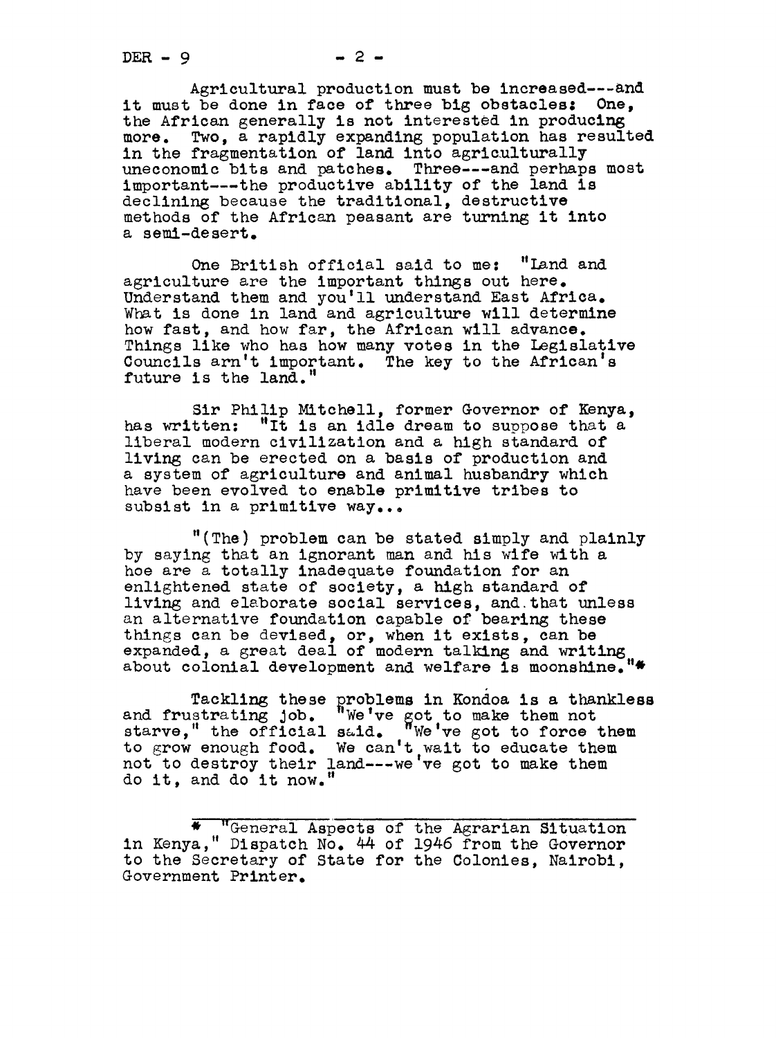Agricultural production must be increased---and it must be done in face of three big obstacles: One, the African generally is not interested in producing more. Two, a rapidly expanding population has resulted in the fragmentation of land into agriculturally uneconomic bits and patches. Three---and perhaps most important---the productive ability of the land is declining because the traditional, destructive methods of the African peasant are turning it into a semi-desert.

One British official said to me: "Land and agriculture are the important things out here. Understand them and you'll understand East Africa. What is done in land and agriculture will determine how fast, and how far, the African will advance. Things like who has how many votes in the Legislative Councils arn't important. The key to the African's future is the land."

Sir Philip Mitchell, former Governor of Kenya, has written: "It is an idle dream to suppose that a liberal modern civilization and a high standard of living can be erected on a basis of production and a system of agriculture and animal husbandry which have been evolved to enable primitive tribes to subsist in a primitive way...

"(The) problem can be stated simply and plainly by saying that an ignorant man and his wife with a hoe are a totally inadequate foundation for an enlightened state of society, a high standard of living and elaborate social services, and that unless an alternative foundation capable of bearing these things can be devised, or, when it exists, can be expanded, a great deal of modern talking and writing about colonial development and welfare is moonshine."*

Tackling these problems in Kondoa is a thankless and frustrating job. "We've got to make them not starve," the official said. "We've got to force them to grow enough food. We can't wait to educate them not to destroy their land---we've got to make them do it, and do it now."

---

* "General Aspects of the Agrarian Situation in Kenya," Dispatch No. 44 of 1946 from the Governor to the Secretary of State for the Colonies, Nairobi, Government Printer.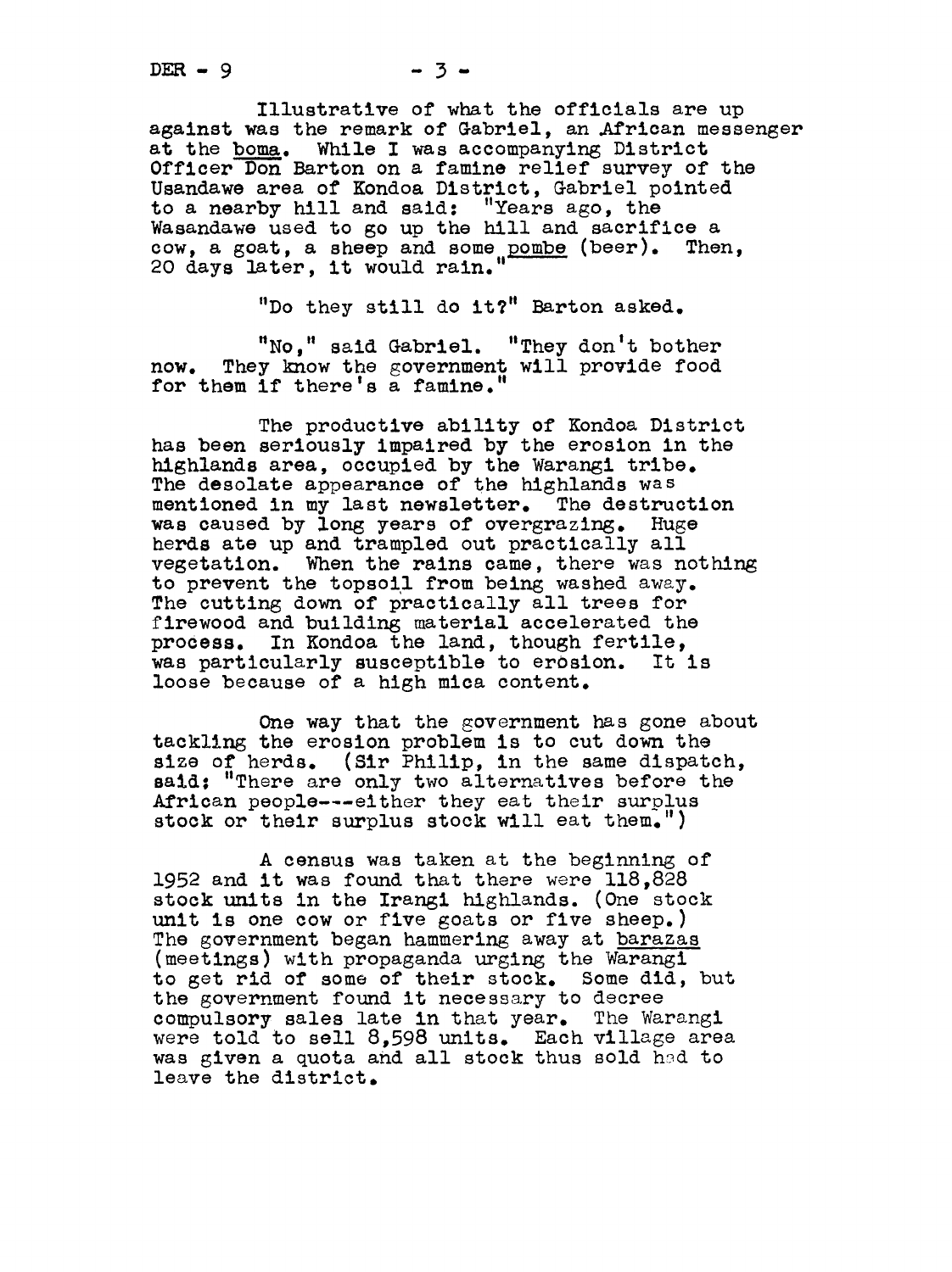Illustrative of what the officials are up against was the remark of Gabriel, an African messenger at the boma. While I was accompanying District Officer Don Barton on a famine relief survey of the Usandawe area of Kondoa District, Gabriel pointed to a nearby hill and said: "Years ago, the Wasandawe used to go up the hill and sacrifice a cow, a goat, a sheep and some pombe (beer). Then, 20 days later, it would rain."

"Do they still do it?" Barton asked.

"No," said Gabriel. "They don't bother now. They know the government will provide food for them if there's a famine."

The productive ability of Kondoa District has been seriously impaired by the erosion in the highlands area, occupied by the Warangi tribe. The desolate appearance of the highlands was mentioned in my last newsletter. The destruction was caused by long years of overgrazing. Huge herds ate up and trampled out practically all vegetation. When the rains came, there was nothing to prevent the topsoil from being washed away. The cutting down of practically all trees for firewood and building material accelerated the process. In Kondoa the land, though fertile, was particularly susceptible to erosion. It is loose because of a high mica content.

One way that the government has gone about tackling the erosion problem is to cut down the size of herds. (Sir Philip, in the same dispatch, said: "There are only two alternatives before the African people---either they eat their surplus stock or their surplus stock will eat them.")

A census was taken at the beginning of 1952 and it was found that there were 118,828 stock units in the Irangi highlands. (One stock unit is one cow or five goats or five sheep.) The government began hammering away at barazas (meetings) with propaganda urging the Warangi to get rid of some of their stock. Some did, but the government found it necessary to decree compulsory sales late in that year. The Warangi were told to sell 8,598 units. Each village area was given a quota and all stock thus sold had to leave the district.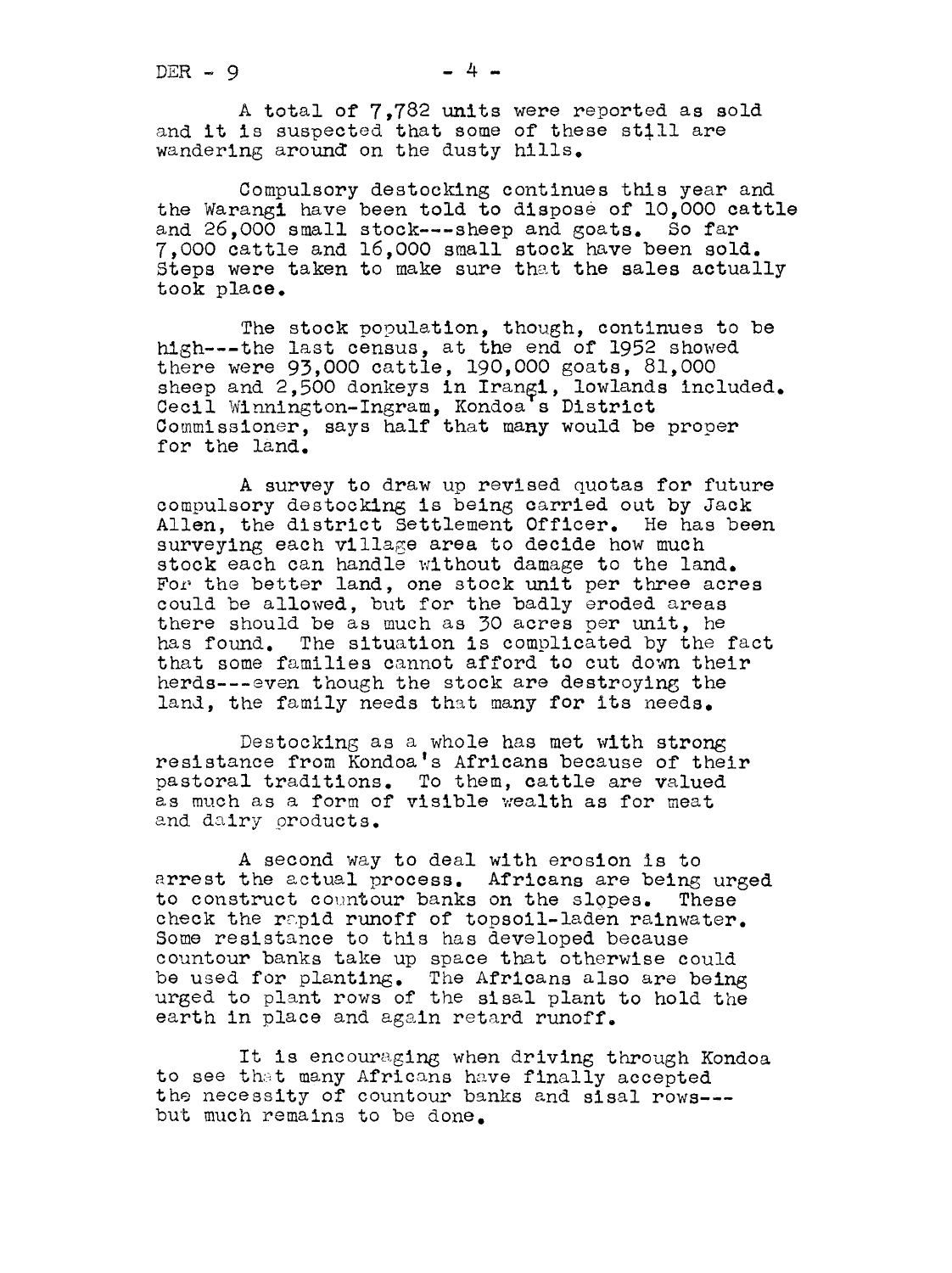A total of 7,782 units were reported as sold and it is suspected that some of these still are wandering around on the dusty hills.

Compulsory destocking continues this year and the Warangi have been told to dispose of 10,000 cattle and 26,000 small stock---sheep and goats. So far 7,000 cattle and 16,000 small stock have been sold. Steps were taken to make sure that the sales actually took place.

The stock population, though, continues to be high---the last census, at the end of 1952 showed there were 93,000 cattle, 190,000 goats, 81,000 sheep and 2,500 donkeys in Irangi, lowlands included. Cecil Winnington-Ingram, Kondoa's District Commissioner, says half that many would be proper for the land.

A survey to draw up revised quotas for future compulsory destocking is being carried out by Jack Allen, the district Settlement Officer. He has been surveying each village area to decide how much stock each can handle without damage to the land. For the better land, one stock unit per three acres could be allowed, but for the badly eroded areas there should be as much as 30 acres per unit, he has found. The situation is complicated by the fact that some families cannot afford to cut down their herds---even though the stock are destroying the land, the family needs that many for its needs.

Destocking as a whole has met with strong resistance from Kondoa's Africans because of their pastoral traditions. To them, cattle are valued as much as a form of visible wealth as for meat and dairy products.

A second way to deal with erosion is to arrest the actual process. Africans are being urged to construct countour banks on the slopes. These check the rapid runoff of topsoil-laden rainwater. Some resistance to this has developed because countour banks take up space that otherwise could be used for planting. The Africans also are being urged to plant rows of the sisal plant to hold the earth in place and again retard runoff.

It is encouraging when driving through Kondoa to see that many Africans have finally accepted the necessity of countour banks and sisal rows---but much remains to be done.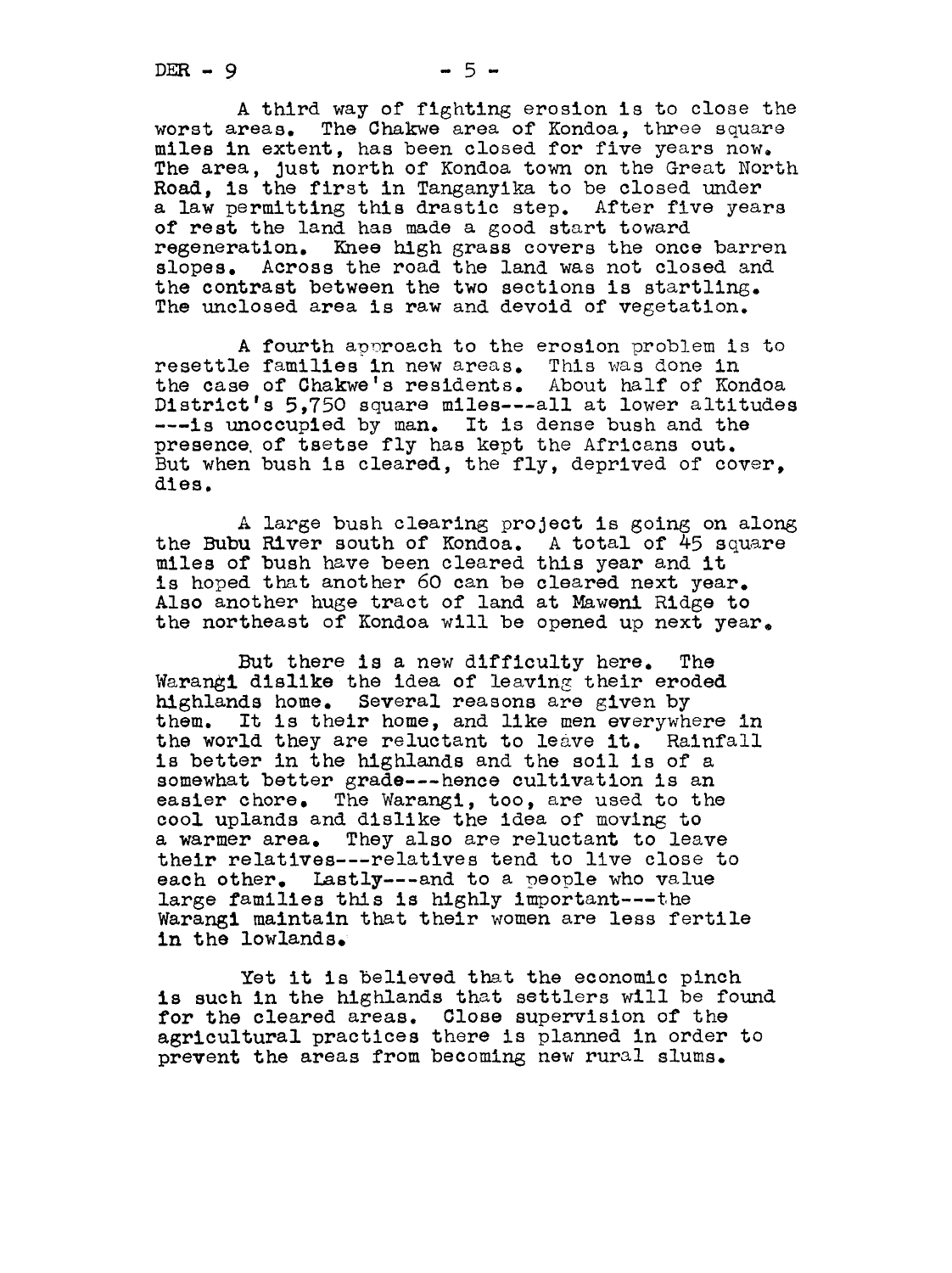A third way of fighting erosion is to close the worst areas. The Chakwe area of Kondoa, three square miles in extent, has been closed for five years now. The area, just north of Kondoa town on the Great North Road, is the first in Tanganyika to be closed under a law permitting this drastic step. After five years of rest the land has made a good start toward regeneration. Knee high grass covers the once barren slopes. Across the road the land was not closed and the contrast between the two sections is startling. The unclosed area is raw and devoid of vegetation.

A fourth approach to the erosion problem is to resettle families in new areas. This was done in the case of Chakwe's residents. About half of Kondoa District's 5,750 square miles---all at lower altitudes ---is unoccupied by man. It is dense bush and the presence of tsetse fly has kept the Africans out. But when bush is cleared, the fly, deprived of cover, dies.

A large bush clearing project is going on along the Bubu River south of Kondoa. A total of 45 square miles of bush have been cleared this year and it is hoped that another 60 can be cleared next year. Also another huge tract of land at Maweni Ridge to the northeast of Kondoa will be opened up next year.

But there is a new difficulty here. The Warangi dislike the idea of leaving their eroded highlands home. Several reasons are given by them. It is their home, and like men everywhere in the world they are reluctant to leave it. Rainfall is better in the highlands and the soil is of a somewhat better grade---hence cultivation is an easier chore. The Warangi, too, are used to the cool uplands and dislike the idea of moving to a warmer area. They also are reluctant to leave their relatives---relatives tend to live close to each other. Lastly---and to a people who value large families this is highly important---the Warangi maintain that their women are less fertile in the lowlands.

Yet it is believed that the economic pinch is such in the highlands that settlers will be found for the cleared areas. Close supervision of the agricultural practices there is planned in order to prevent the areas from becoming new rural slums.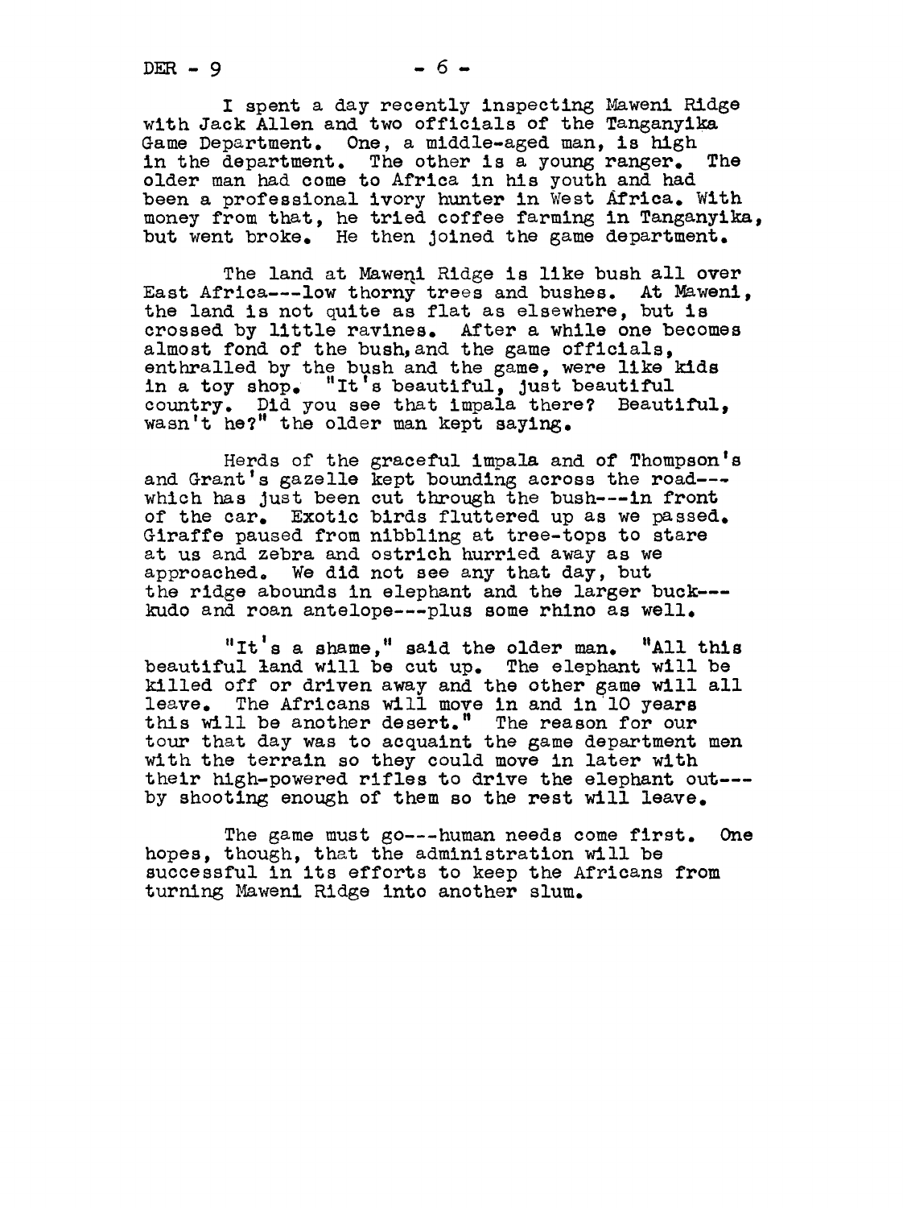I spent a day recently inspecting Maweni Ridge with Jack Allen and two officials of the Tanganyika Game Department. One, a middle-aged man, is high in the department. The other is a young ranger. The older man had come to Africa in his youth and had been a professional ivory hunter in West Africa. With money from that, he tried coffee farming in Tanganyika, but went broke. He then joined the game department.

The land at Maweni Ridge is like bush all over East Africa---low thorny trees and bushes. At Maweni, the land is not quite as flat as elsewhere, but is crossed by little ravines. After a while one becomes almost fond of the bush, and the game officials, enthrallled by the bush and the game, were like kids in a toy shop. "It's beautiful, just beautiful country. Did you see that impala there? Beautiful, wasn't he?" the older man kept saying.

Herds of the graceful impala and of Thompson's and Grant's gazelle kept bounding across the road---which has just been cut through the bush---in front of the car. Exotic birds fluttered up as we passed. Giraffe paused from nibbling at tree-tops to stare at us and zebra and ostrich hurried away as we approached. We did not see any that day, but the ridge abounds in elephant and the larger buck---kudo and roan antelope---plus some rhino as well.

"It's a shame," said the older man. "All this beautiful land will be cut up. The elephant will be killed off or driven away and the other game will all leave. The Africans will move in and in 10 years this will be another desert." The reason for our tour that day was to acquaint the game department men with the terrain so they could move in later with their high-powered rifles to drive the elephant out---by shooting enough of them so the rest will leave.

The game must go---human needs come first. One hopes, though, that the administration will be successful in its efforts to keep the Africans from turning Maweni Ridge into another slum.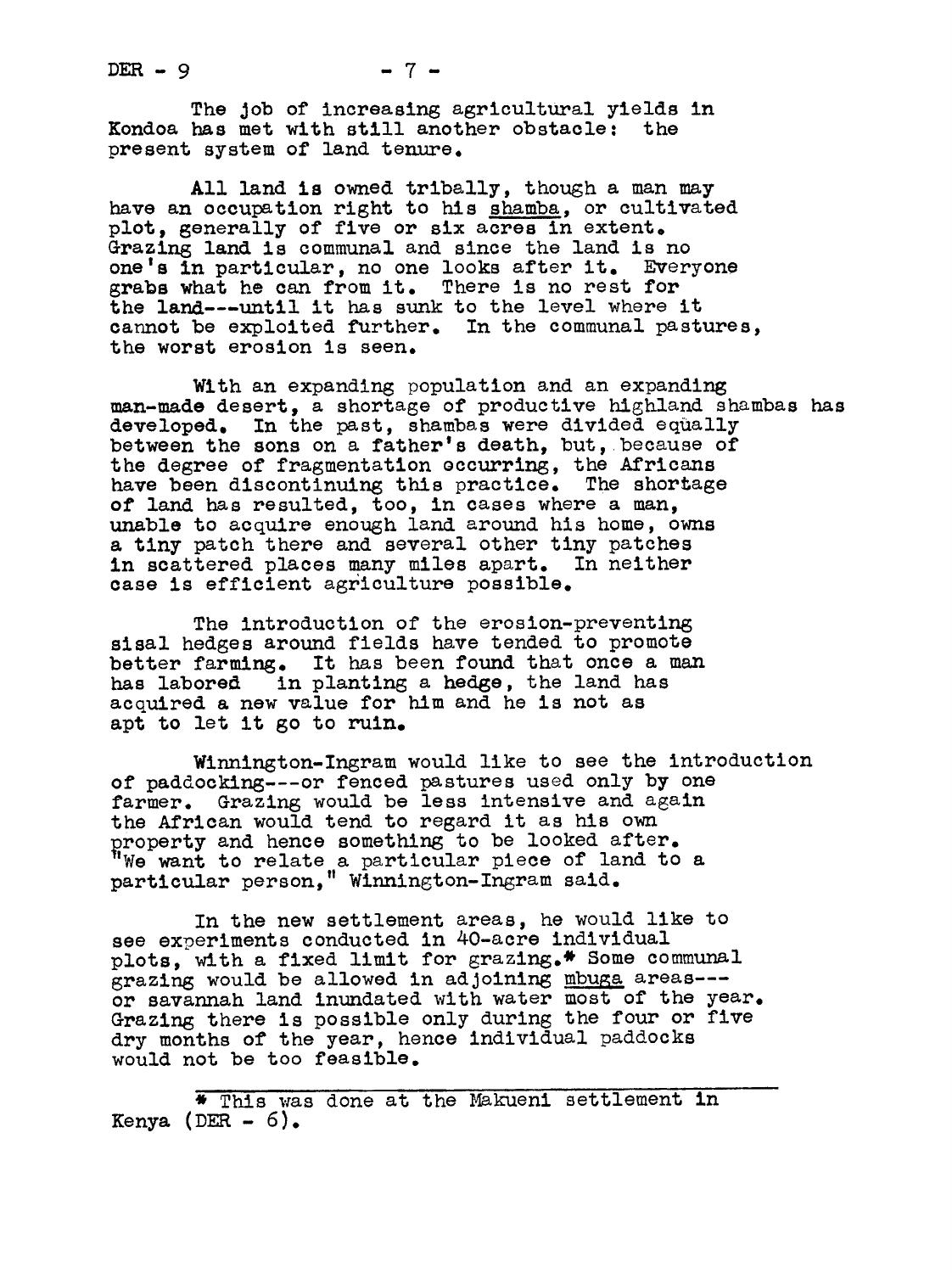The job of increasing agricultural yields in Kondoa has met with still another obstacle: the present system of land tenure.

All land is owned tribally, though a man may have an occupation right to his _shamba_, or cultivated plot, generally of five or six acres in extent. Grazing land is communal and since the land is no one's in particular, no one looks after it. Everyone grabs what he can from it. There is no rest for the land---until it has sunk to the level where it cannot be exploited further. In the communal pastures, the worst erosion is seen.

With an expanding population and an expanding man-made desert, a shortage of productive highland shambas has developed. In the past, shambas were divided equally between the sons on a father's death, but, because of the degree of fragmentation occurring, the Africans have been discontinuing this practice. The shortage of land has resulted, too, in cases where a man, unable to acquire enough land around his home, owns a tiny patch there and several other tiny patches in scattered places many miles apart. In neither case is efficient agriculture possible.

The introduction of the erosion-preventing sisal hedges around fields have tended to promote better farming. It has been found that once a man has labored in planting a hedge, the land has acquired a new value for him and he is not as apt to let it go to ruin.

Winnington-Ingram would like to see the introduction of paddocking---or fenced pastures used only by one farmer. Grazing would be less intensive and again the African would tend to regard it as his own property and hence something to be looked after. "We want to relate a particular piece of land to a particular person," Winnington-Ingram said.

In the new settlement areas, he would like to see experiments conducted in 40-acre individual plots, with a fixed limit for grazing.* Some communal grazing would be allowed in adjoining _mbuga_ areas---or savannah land inundated with water most of the year. Grazing there is possible only during the four or five dry months of the year, hence individual paddocks would not be too feasible.

---

* This was done at the Makueni settlement in Kenya (DER - 6).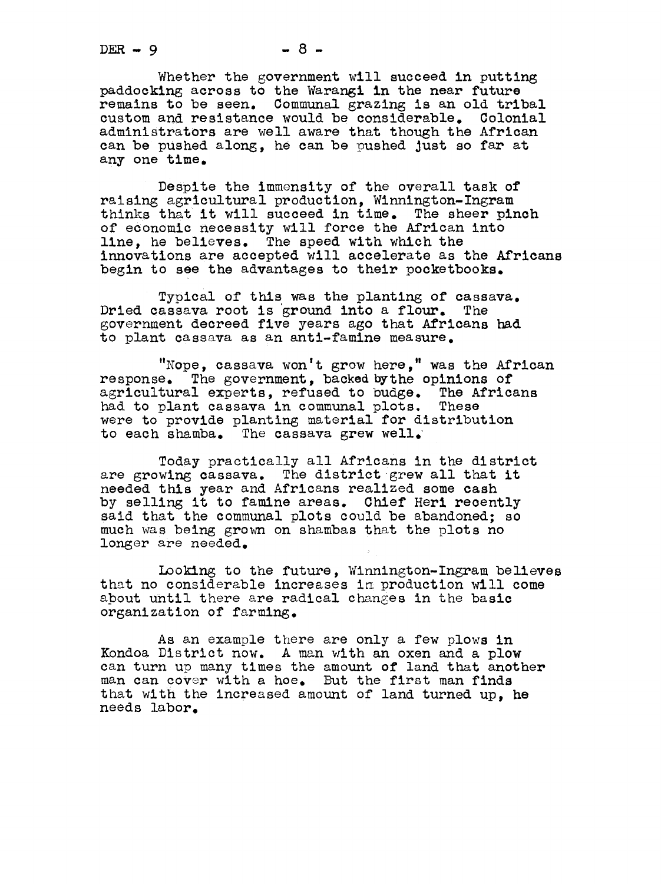Whether the government will succeed in putting paddocking across to the Warangi in the near future remains to be seen. Communal grazing is an old tribal custom and resistance would be considerable. Colonial administrators are well aware that though the African can be pushed along, he can be pushed just so far at any one time.

Despite the immensity of the overall task of raising agricultural production, Winnington-Ingram thinks that it will succeed in time. The sheer pinch of economic necessity will force the African into line, he believes. The speed with which the innovations are accepted will accelerate as the Africans begin to see the advantages to their pocketbooks.

Typical of this was the planting of cassava. Dried cassava root is ground into a flour. The government decreed five years ago that Africans had to plant cassava as an anti-famine measure.

"Nope, cassava won't grow here," was the African response. The government, backed by the opinions of agricultural experts, refused to budge. The Africans had to plant cassava in communal plots. These were to provide planting material for distribution to each shamba. The cassava grew well.

Today practically all Africans in the district are growing cassava. The district grew all that it needed this year and Africans realized some cash by selling it to famine areas. Chief Heri recently said that the communal plots could be abandoned; so much was being grown on shambas that the plots no longer are needed.

Looking to the future, Winnington-Ingram believes that no considerable increases in production will come about until there are radical changes in the basic organization of farming.

As an example there are only a few plows in Kondoa District now. A man with an oxen and a plow can turn up many times the amount of land that another man can cover with a hoe. But the first man finds that with the increased amount of land turned up, he needs labor.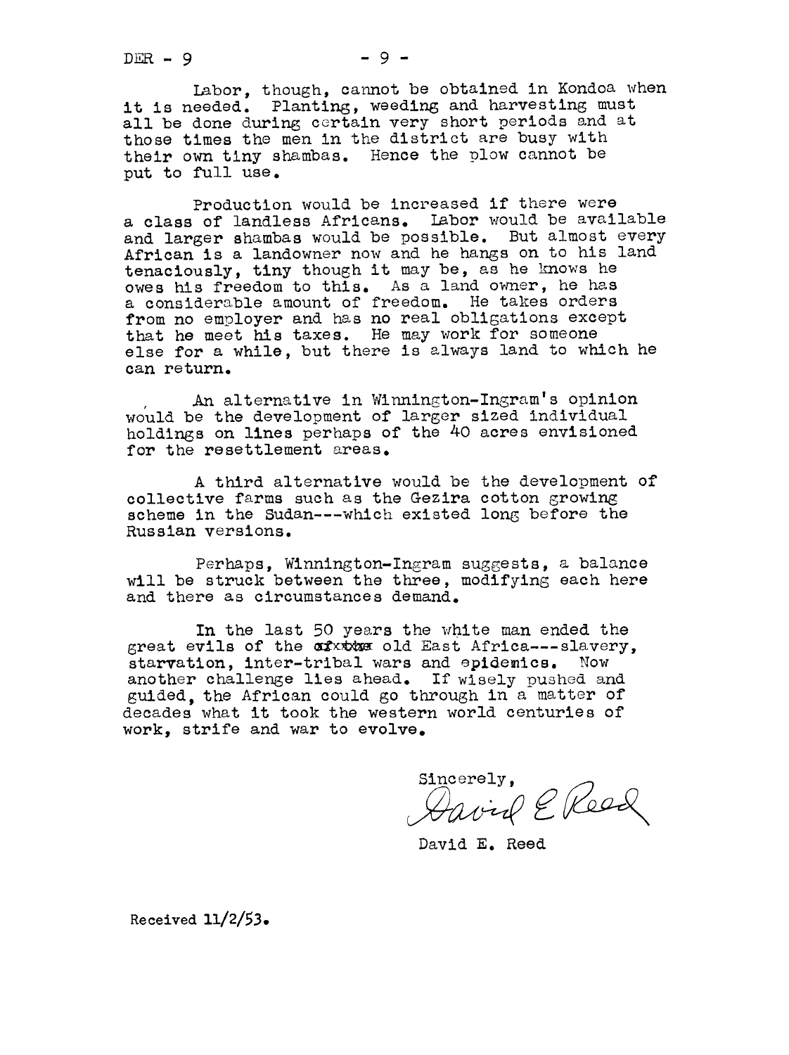Labor, though, cannot be obtained in Kondoa when it is needed. Planting, weeding and harvesting must all be done during certain very short periods and at those times the men in the district are busy with their own tiny shambas. Hence the plow cannot be put to full use.

Production would be increased if there were a class of landless Africans. Labor would be available and larger shambas would be possible. But almost every African is a landowner now and he hangs on to his land tenaciously, tiny though it may be, as he knows he owes his freedom to this. As a land owner, he has a considerable amount of freedom. He takes orders from no employer and has no real obligations except that he meet his taxes. He may work for someone else for a while, but there is always land to which he can return.

An alternative in Winnington-Ingram's opinion would be the development of larger sized individual holdings on lines perhaps of the 40 acres envisioned for the resettlement areas.

A third alternative would be the development of collective farms such as the Gezira cotton growing scheme in the Sudan---which existed long before the Russian versions.

Perhaps, Winnington-Ingram suggests, a balance will be struck between the three, modifying each here and there as circumstances demand.

In the last 50 years the white man ended the great evils of the ~~ofxthe~~ old East Africa---slavery, starvation, inter-tribal wars and epidemics. Now another challenge lies ahead. If wisely pushed and guided, the African could go through in a matter of decades what it took the western world centuries of work, strife and war to evolve.

Sincerely,

David E Reed

David E. Reed

Received 11/2/53.